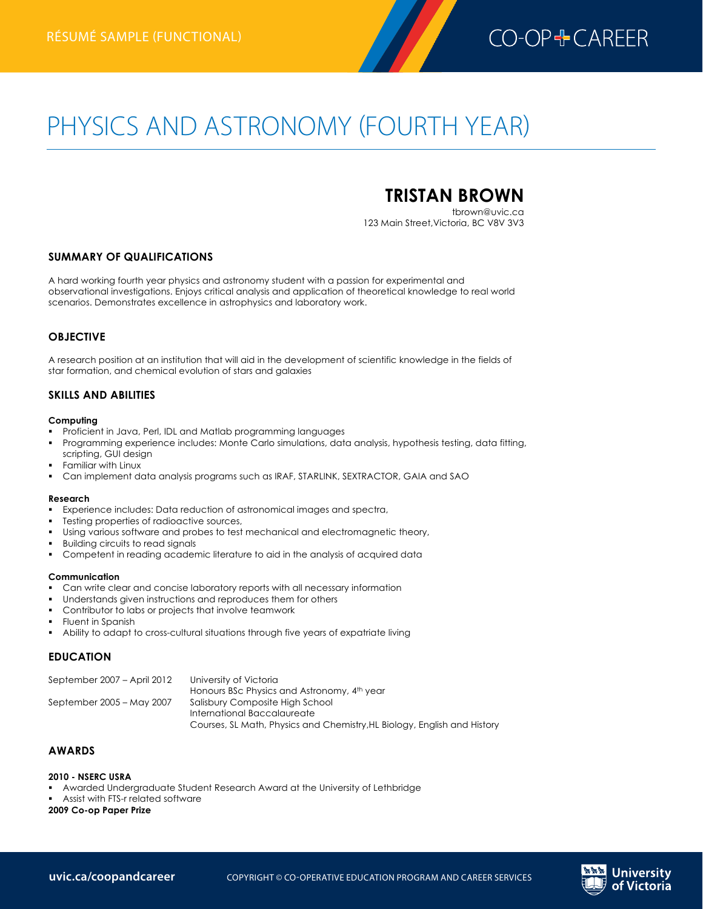RÉSUMÉ SAMPLE (FUNCTIONAL)

CO-OP + CAREER

# PHYSICS AND ASTRONOMY (FOURTH YEAR)

## TRISTAN BROWN

tbrown@uvic.ca
123 Main Street,Victoria, BC V8V 3V3

### SUMMARY OF QUALIFICATIONS

A hard working fourth year physics and astronomy student with a passion for experimental and observational investigations. Enjoys critical analysis and application of theoretical knowledge to real world scenarios. Demonstrates excellence in astrophysics and laboratory work.

### OBJECTIVE

A research position at an institution that will aid in the development of scientific knowledge in the fields of star formation, and chemical evolution of stars and galaxies

### SKILLS AND ABILITIES

**Computing**

- Proficient in Java, Perl, IDL and Matlab programming languages
- Programming experience includes: Monte Carlo simulations, data analysis, hypothesis testing, data fitting, scripting, GUI design
- Familiar with Linux
- Can implement data analysis programs such as IRAF, STARLINK, SEXTRACTOR, GAIA and SAO

**Research**

- Experience includes: Data reduction of astronomical images and spectra,
- Testing properties of radioactive sources,
- Using various software and probes to test mechanical and electromagnetic theory,
- Building circuits to read signals
- Competent in reading academic literature to aid in the analysis of acquired data

**Communication**

- Can write clear and concise laboratory reports with all necessary information
- Understands given instructions and reproduces them for others
- Contributor to labs or projects that involve teamwork
- Fluent in Spanish
- Ability to adapt to cross-cultural situations through five years of expatriate living

### EDUCATION

| | |
|---|---|
| September 2007 – April 2012 | University of Victoria<br>Honours BSc Physics and Astronomy, 4th year |
| September 2005 – May 2007 | Salisbury Composite High School<br>International Baccalaureate<br>Courses, SL Math, Physics and Chemistry,HL Biology, English and History |

### AWARDS

**2010 - NSERC USRA**

- Awarded Undergraduate Student Research Award at the University of Lethbridge
- Assist with FTS-r related software

**2009 Co-op Paper Prize**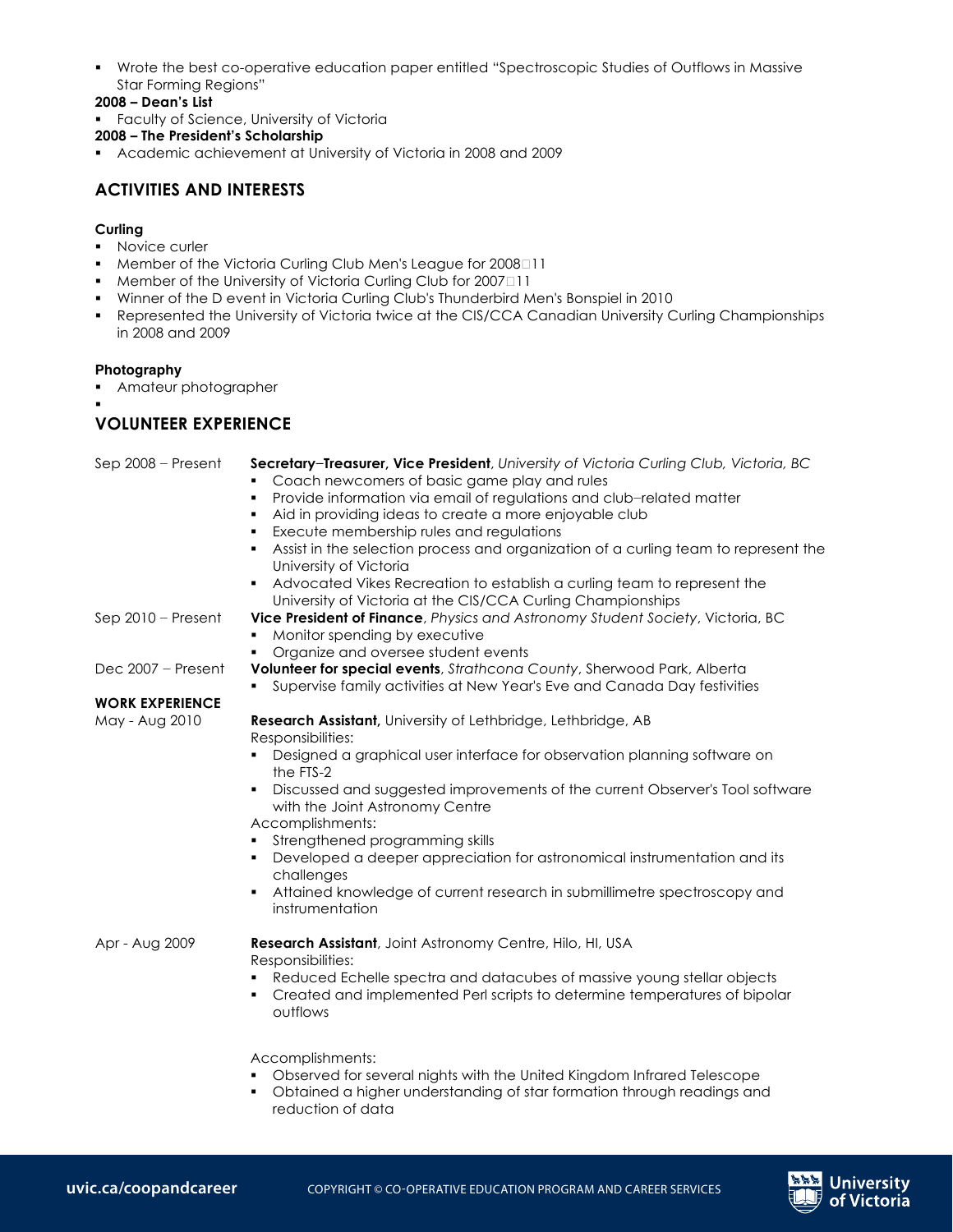- Wrote the best co-operative education paper entitled "Spectroscopic Studies of Outflows in Massive Star Forming Regions"

**2008 – Dean's List**

- Faculty of Science, University of Victoria

**2008 – The President's Scholarship**

- Academic achievement at University of Victoria in 2008 and 2009

## ACTIVITIES AND INTERESTS

### Curling

- Novice curler
- Member of the Victoria Curling Club Men's League for 2008□11
- Member of the University of Victoria Curling Club for 2007□11
- Winner of the D event in Victoria Curling Club's Thunderbird Men's Bonspiel in 2010
- Represented the University of Victoria twice at the CIS/CCA Canadian University Curling Championships in 2008 and 2009

### Photography

- Amateur photographer

## VOLUNTEER EXPERIENCE

Sep 2008 – Present — **Secretary–Treasurer, Vice President**, *University of Victoria Curling Club, Victoria, BC*

- Coach newcomers of basic game play and rules
- Provide information via email of regulations and club–related matter
- Aid in providing ideas to create a more enjoyable club
- Execute membership rules and regulations
- Assist in the selection process and organization of a curling team to represent the University of Victoria
- Advocated Vikes Recreation to establish a curling team to represent the University of Victoria at the CIS/CCA Curling Championships

Sep 2010 – Present — **Vice President of Finance**, *Physics and Astronomy Student Society*, Victoria, BC

- Monitor spending by executive
- Organize and oversee student events

Dec 2007 – Present — **Volunteer for special events**, *Strathcona County*, Sherwood Park, Alberta

- Supervise family activities at New Year's Eve and Canada Day festivities

## WORK EXPERIENCE

May - Aug 2010 — **Research Assistant,** University of Lethbridge, Lethbridge, AB

Responsibilities:

- Designed a graphical user interface for observation planning software on the FTS-2
- Discussed and suggested improvements of the current Observer's Tool software with the Joint Astronomy Centre

Accomplishments:

- Strengthened programming skills
- Developed a deeper appreciation for astronomical instrumentation and its challenges
- Attained knowledge of current research in submillimetre spectroscopy and instrumentation

Apr - Aug 2009 — **Research Assistant**, Joint Astronomy Centre, Hilo, HI, USA

Responsibilities:

- Reduced Echelle spectra and datacubes of massive young stellar objects
- Created and implemented Perl scripts to determine temperatures of bipolar outflows

Accomplishments:

- Observed for several nights with the United Kingdom Infrared Telescope
- Obtained a higher understanding of star formation through readings and reduction of data